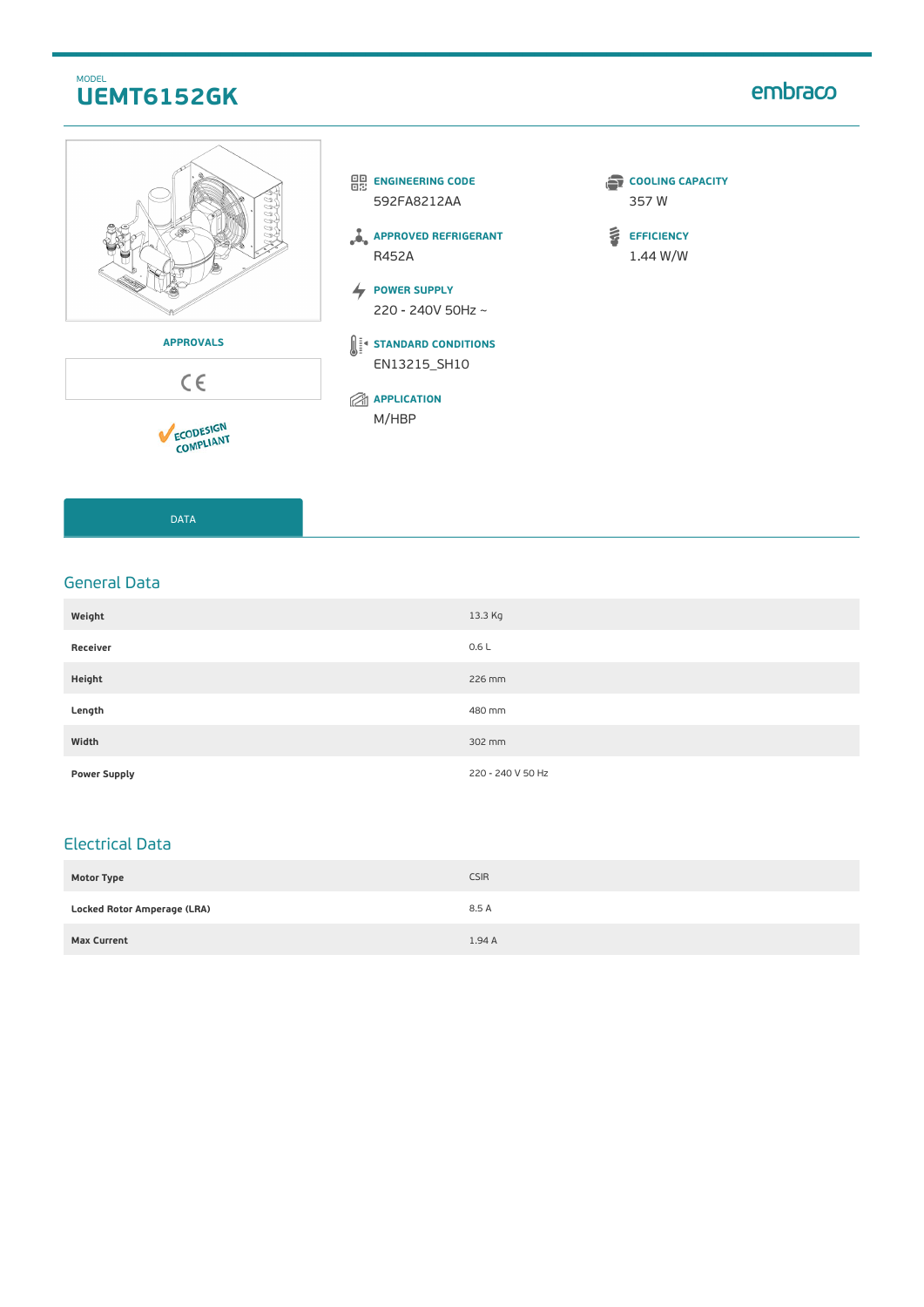MODEL

# UEMT6152GK

embraco

APPROVALS

CE

ECODESIGN COMPLIANT

**ENGINEERING CODE**
592FA8212AA

**APPROVED REFRIGERANT**
R452A

**POWER SUPPLY**
220 - 240V 50Hz ~

**STANDARD CONDITIONS**
EN13215_SH10

**APPLICATION**
M/HBP

**COOLING CAPACITY**
357 W

**EFFICIENCY**
1.44 W/W

DATA

## General Data

| | |
|---|---|
| **Weight** | 13.3 Kg |
| **Receiver** | 0.6 L |
| **Height** | 226 mm |
| **Length** | 480 mm |
| **Width** | 302 mm |
| **Power Supply** | 220 - 240 V 50 Hz |

## Electrical Data

| | |
|---|---|
| **Motor Type** | CSIR |
| **Locked Rotor Amperage (LRA)** | 8.5 A |
| **Max Current** | 1.94 A |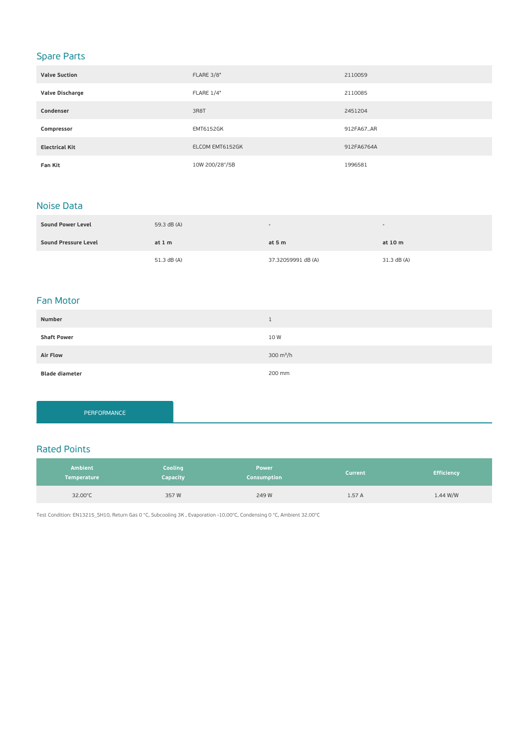## Spare Parts

| | | |
|---|---|---|
| **Valve Suction** | FLARE 3/8" | 2110059 |
| **Valve Discharge** | FLARE 1/4" | 2110085 |
| **Condenser** | 3R8T | 2451204 |
| **Compressor** | EMT6152GK | 912FA67..AR |
| **Electrical Kit** | ELCOM EMT6152GK | 912FA6764A |
| **Fan Kit** | 10W 200/28°/5B | 1996581 |

## Noise Data

| | | | |
|---|---|---|---|
| **Sound Power Level** | 59.3 dB (A) | - | - |
| **Sound Pressure Level** | **at 1 m** | **at 5 m** | **at 10 m** |
| | 51.3 dB (A) | 37.32059991 dB (A) | 31.3 dB (A) |

## Fan Motor

| | |
|---|---|
| **Number** | 1 |
| **Shaft Power** | 10 W |
| **Air Flow** | 300 $m^3/h$ |
| **Blade diameter** | 200 mm |

PERFORMANCE

## Rated Points

| Ambient Temperature | Cooling Capacity | Power Consumption | Current | Efficiency |
|---|---|---|---|---|
| 32.00°C | 357 W | 249 W | 1.57 A | 1.44 W/W |

Test Condition: EN13215_SH10, Return Gas 0 °C, Subcooling 3K , Evaporation -10.00°C, Condensing 0 °C, Ambient 32.00°C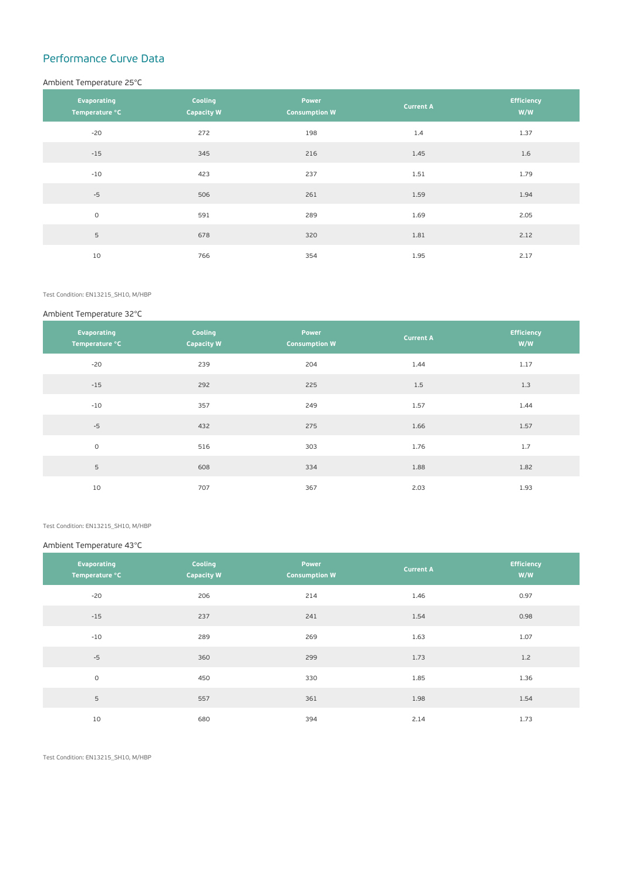## Performance Curve Data

### Ambient Temperature 25°C

| Evaporating Temperature °C | Cooling Capacity W | Power Consumption W | Current A | Efficiency W/W |
|---|---|---|---|---|
| -20 | 272 | 198 | 1.4 | 1.37 |
| -15 | 345 | 216 | 1.45 | 1.6 |
| -10 | 423 | 237 | 1.51 | 1.79 |
| -5 | 506 | 261 | 1.59 | 1.94 |
| 0 | 591 | 289 | 1.69 | 2.05 |
| 5 | 678 | 320 | 1.81 | 2.12 |
| 10 | 766 | 354 | 1.95 | 2.17 |

Test Condition: EN13215_SH10, M/HBP

### Ambient Temperature 32°C

| Evaporating Temperature °C | Cooling Capacity W | Power Consumption W | Current A | Efficiency W/W |
|---|---|---|---|---|
| -20 | 239 | 204 | 1.44 | 1.17 |
| -15 | 292 | 225 | 1.5 | 1.3 |
| -10 | 357 | 249 | 1.57 | 1.44 |
| -5 | 432 | 275 | 1.66 | 1.57 |
| 0 | 516 | 303 | 1.76 | 1.7 |
| 5 | 608 | 334 | 1.88 | 1.82 |
| 10 | 707 | 367 | 2.03 | 1.93 |

Test Condition: EN13215_SH10, M/HBP

### Ambient Temperature 43°C

| Evaporating Temperature °C | Cooling Capacity W | Power Consumption W | Current A | Efficiency W/W |
|---|---|---|---|---|
| -20 | 206 | 214 | 1.46 | 0.97 |
| -15 | 237 | 241 | 1.54 | 0.98 |
| -10 | 289 | 269 | 1.63 | 1.07 |
| -5 | 360 | 299 | 1.73 | 1.2 |
| 0 | 450 | 330 | 1.85 | 1.36 |
| 5 | 557 | 361 | 1.98 | 1.54 |
| 10 | 680 | 394 | 2.14 | 1.73 |

Test Condition: EN13215_SH10, M/HBP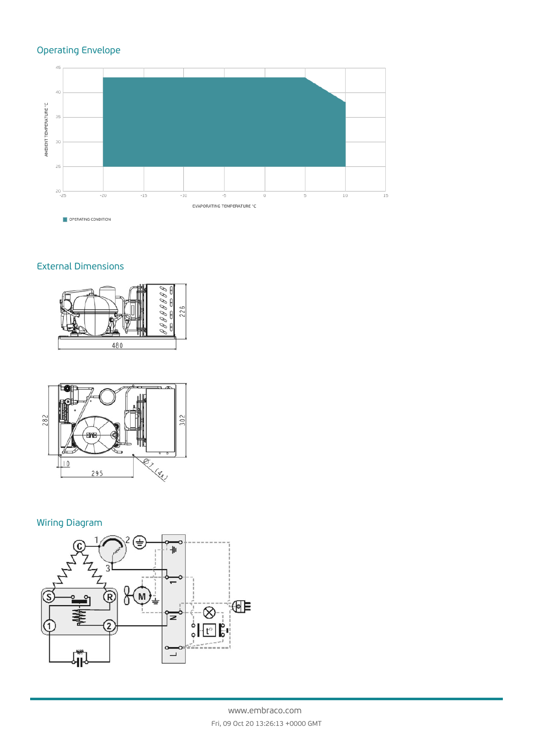## Operating Envelope

45
40
35
30
25
20

AMBIENT TEMPERATURE °C

-25 -20 -15 -10 -5 0 5 10 15

EVAPORATING TEMPERATURE °C

OPERATING CONDITION

## External Dimensions

480
226

282
302
10
295
Ø7 (4x)

## Wiring Diagram

C
1
2
3
S
R
1
2
M
L
N

www.embraco.com

Fri, 09 Oct 20 13:26:13 +0000 GMT